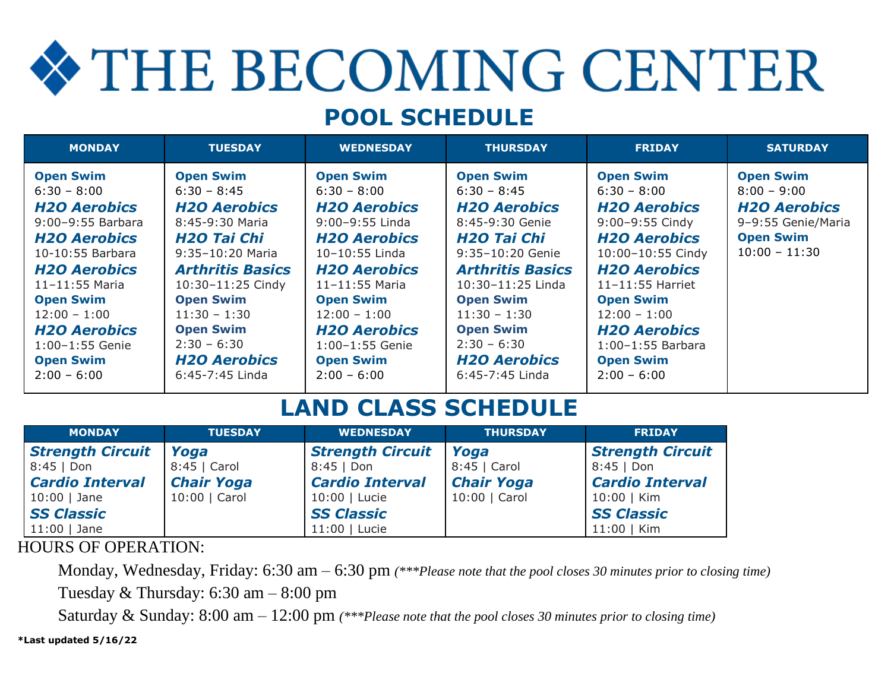# THE BECOMING CENTER

## POOL SCHEDULE

| MONDAY | TUESDAY | WEDNESDAY | THURSDAY | FRIDAY | SATURDAY |
|---|---|---|---|---|---|
| **Open Swim**<br>6:30 – 8:00<br>***H2O Aerobics***<br>9:00–9:55 Barbara<br>***H2O Aerobics***<br>10-10:55 Barbara<br>***H2O Aerobics***<br>11–11:55 Maria<br>**Open Swim**<br>12:00 – 1:00<br>***H2O Aerobics***<br>1:00–1:55 Genie<br>**Open Swim**<br>2:00 – 6:00 | **Open Swim**<br>6:30 – 8:45<br>***H2O Aerobics***<br>8:45-9:30 Maria<br>***H2O Tai Chi***<br>9:35–10:20 Maria<br>***Arthritis Basics***<br>10:30–11:25 Cindy<br>**Open Swim**<br>11:30 – 1:30<br>**Open Swim**<br>2:30 – 6:30<br>***H2O Aerobics***<br>6:45-7:45 Linda | **Open Swim**<br>6:30 – 8:00<br>***H2O Aerobics***<br>9:00–9:55 Linda<br>***H2O Aerobics***<br>10–10:55 Linda<br>***H2O Aerobics***<br>11–11:55 Maria<br>**Open Swim**<br>12:00 – 1:00<br>***H2O Aerobics***<br>1:00–1:55 Genie<br>**Open Swim**<br>2:00 – 6:00 | **Open Swim**<br>6:30 – 8:45<br>***H2O Aerobics***<br>8:45-9:30 Genie<br>***H2O Tai Chi***<br>9:35–10:20 Genie<br>***Arthritis Basics***<br>10:30–11:25 Linda<br>**Open Swim**<br>11:30 – 1:30<br>**Open Swim**<br>2:30 – 6:30<br>***H2O Aerobics***<br>6:45-7:45 Linda | **Open Swim**<br>6:30 – 8:00<br>***H2O Aerobics***<br>9:00–9:55 Cindy<br>***H2O Aerobics***<br>10:00–10:55 Cindy<br>***H2O Aerobics***<br>11–11:55 Harriet<br>**Open Swim**<br>12:00 – 1:00<br>***H2O Aerobics***<br>1:00–1:55 Barbara<br>**Open Swim**<br>2:00 – 6:00 | **Open Swim**<br>8:00 – 9:00<br>***H2O Aerobics***<br>9–9:55 Genie/Maria<br>**Open Swim**<br>10:00 – 11:30 |

## LAND CLASS SCHEDULE

| MONDAY | TUESDAY | WEDNESDAY | THURSDAY | FRIDAY |
|---|---|---|---|---|
| ***Strength Circuit***<br>8:45 \| Don<br>***Cardio Interval***<br>10:00 \| Jane<br>***SS Classic***<br>11:00 \| Jane | ***Yoga***<br>8:45 \| Carol<br>***Chair Yoga***<br>10:00 \| Carol | ***Strength Circuit***<br>8:45 \| Don<br>***Cardio Interval***<br>10:00 \| Lucie<br>***SS Classic***<br>11:00 \| Lucie | ***Yoga***<br>8:45 \| Carol<br>***Chair Yoga***<br>10:00 \| Carol | ***Strength Circuit***<br>8:45 \| Don<br>***Cardio Interval***<br>10:00 \| Kim<br>***SS Classic***<br>11:00 \| Kim |

HOURS OF OPERATION:

Monday, Wednesday, Friday: 6:30 am – 6:30 pm *(***Please note that the pool closes 30 minutes prior to closing time)*

Tuesday & Thursday: 6:30 am – 8:00 pm

Saturday & Sunday: 8:00 am – 12:00 pm *(***Please note that the pool closes 30 minutes prior to closing time)*

***Last updated 5/16/22**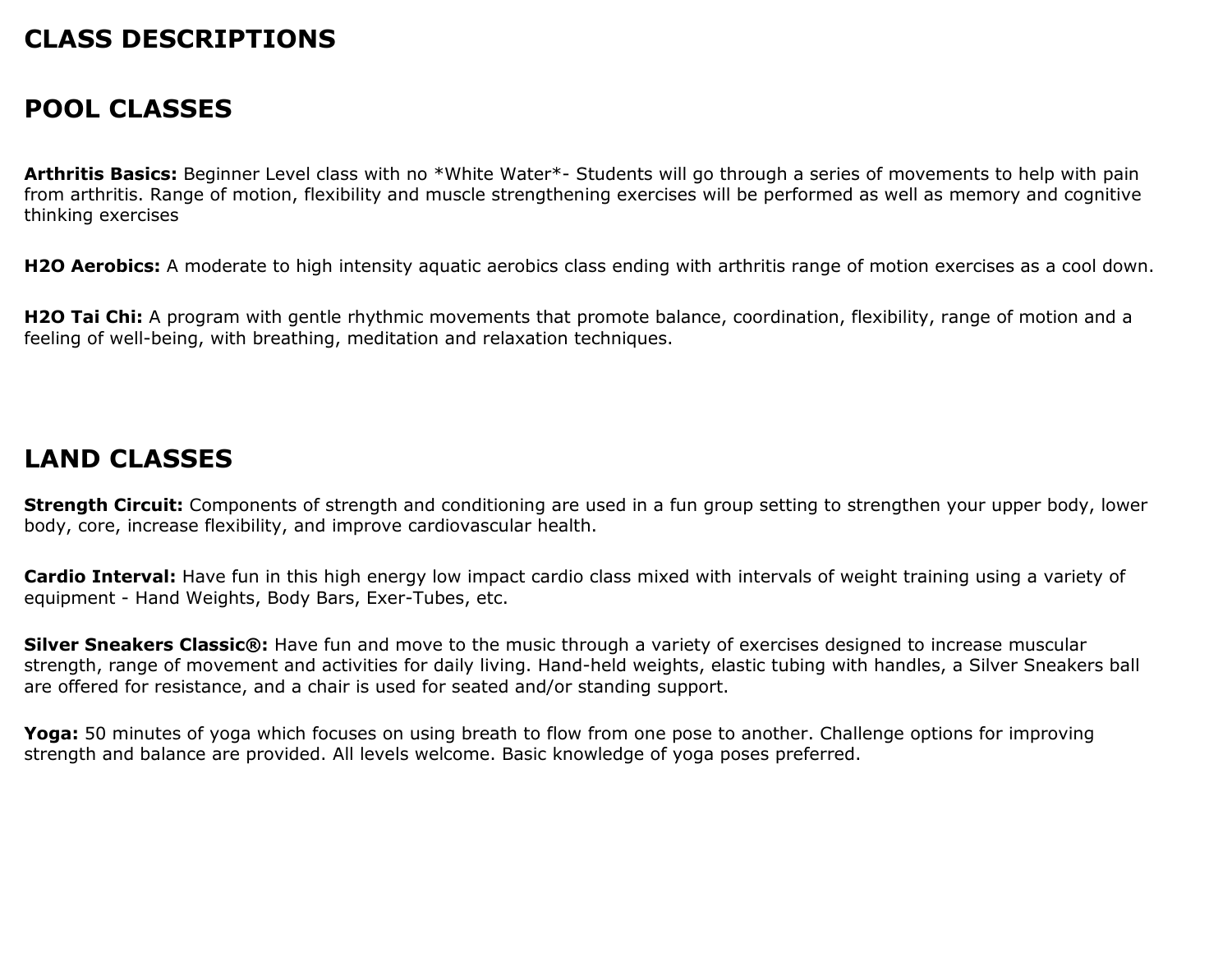# CLASS DESCRIPTIONS

## POOL CLASSES

**Arthritis Basics:** Beginner Level class with no *White Water*- Students will go through a series of movements to help with pain from arthritis. Range of motion, flexibility and muscle strengthening exercises will be performed as well as memory and cognitive thinking exercises

**H2O Aerobics:** A moderate to high intensity aquatic aerobics class ending with arthritis range of motion exercises as a cool down.

**H2O Tai Chi:** A program with gentle rhythmic movements that promote balance, coordination, flexibility, range of motion and a feeling of well-being, with breathing, meditation and relaxation techniques.

## LAND CLASSES

**Strength Circuit:** Components of strength and conditioning are used in a fun group setting to strengthen your upper body, lower body, core, increase flexibility, and improve cardiovascular health.

**Cardio Interval:** Have fun in this high energy low impact cardio class mixed with intervals of weight training using a variety of equipment - Hand Weights, Body Bars, Exer-Tubes, etc.

**Silver Sneakers Classic®:** Have fun and move to the music through a variety of exercises designed to increase muscular strength, range of movement and activities for daily living. Hand-held weights, elastic tubing with handles, a Silver Sneakers ball are offered for resistance, and a chair is used for seated and/or standing support.

**Yoga:** 50 minutes of yoga which focuses on using breath to flow from one pose to another. Challenge options for improving strength and balance are provided. All levels welcome. Basic knowledge of yoga poses preferred.